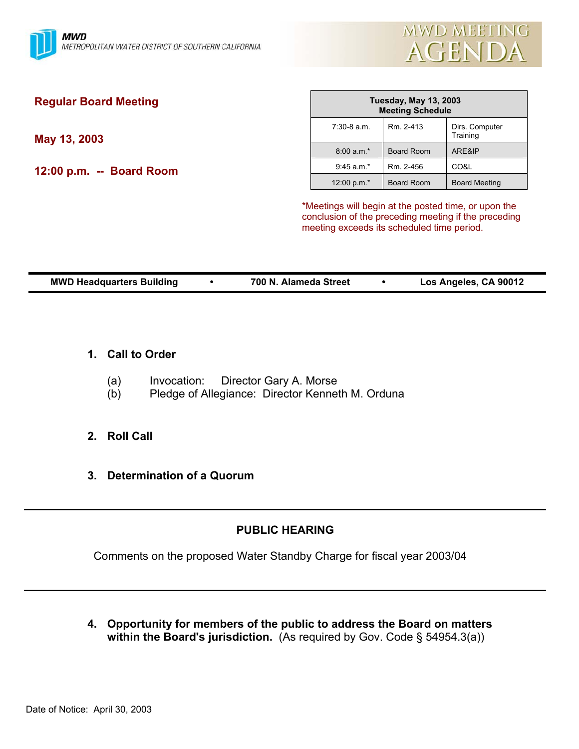**MWD**
METROPOLITAN WATER DISTRICT OF SOUTHERN CALIFORNIA

# MWD MEETING AGENDA

## Regular Board Meeting

**May 13, 2003**

**12:00 p.m. -- Board Room**

| Tuesday, May 13, 2003 Meeting Schedule | | |
|---|---|---|
| 7:30-8 a.m. | Rm. 2-413 | Dirs. Computer Training |
| 8:00 a.m.* | Board Room | ARE&IP |
| 9:45 a.m.* | Rm. 2-456 | CO&L |
| 12:00 p.m.* | Board Room | Board Meeting |

*Meetings will begin at the posted time, or upon the conclusion of the preceding meeting if the preceding meeting exceeds its scheduled time period.

**MWD Headquarters Building • 700 N. Alameda Street • Los Angeles, CA 90012**

1. **Call to Order**

   (a) Invocation: Director Gary A. Morse
   (b) Pledge of Allegiance: Director Kenneth M. Orduna

2. **Roll Call**

3. **Determination of a Quorum**

---

**PUBLIC HEARING**

Comments on the proposed Water Standby Charge for fiscal year 2003/04

---

4. **Opportunity for members of the public to address the Board on matters within the Board's jurisdiction.** (As required by Gov. Code § 54954.3(a))

Date of Notice: April 30, 2003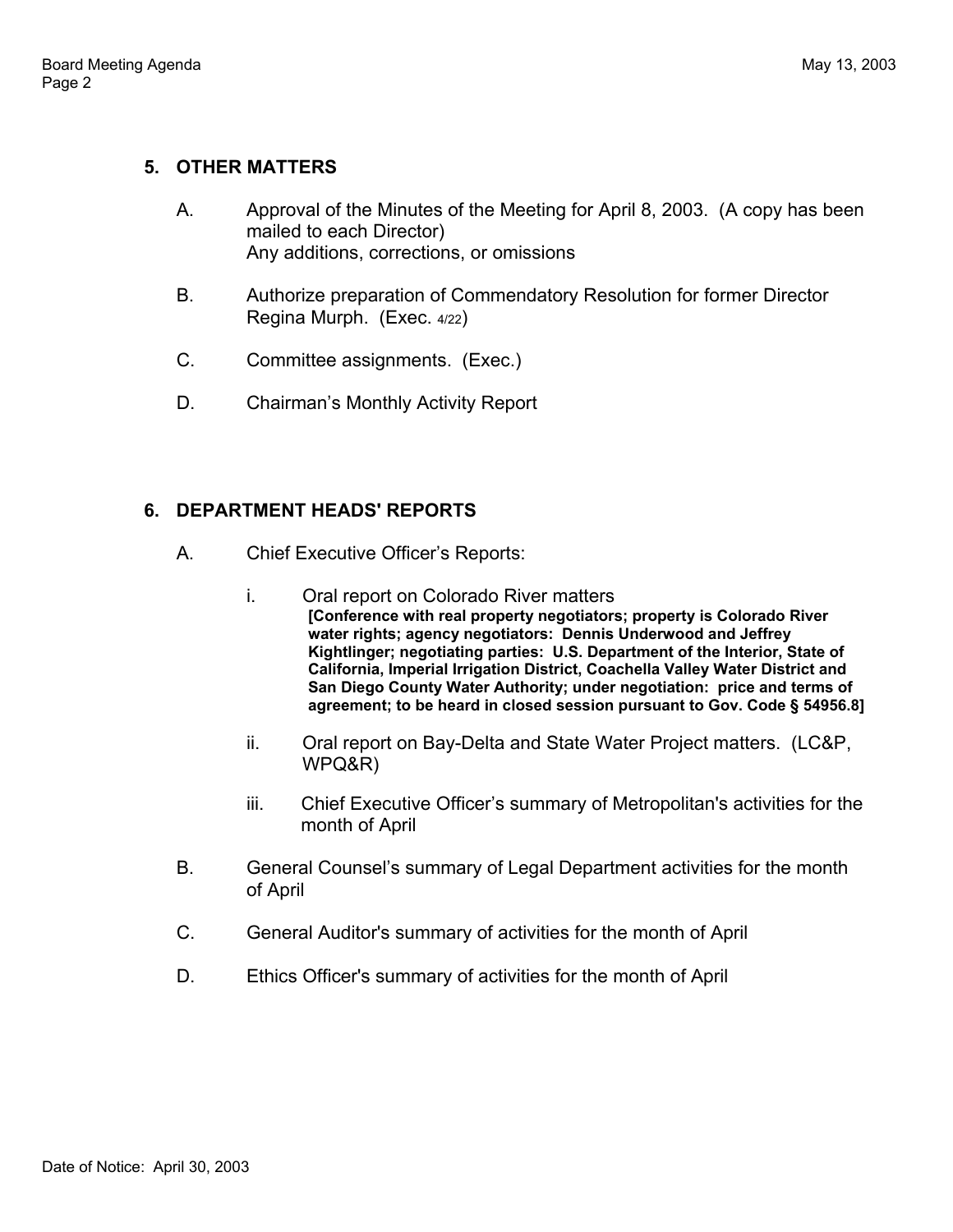## 5. OTHER MATTERS

A. Approval of the Minutes of the Meeting for April 8, 2003. (A copy has been mailed to each Director)
Any additions, corrections, or omissions

B. Authorize preparation of Commendatory Resolution for former Director Regina Murph. (Exec. 4/22)

C. Committee assignments. (Exec.)

D. Chairman's Monthly Activity Report

## 6. DEPARTMENT HEADS' REPORTS

A. Chief Executive Officer's Reports:

i. Oral report on Colorado River matters
**[Conference with real property negotiators; property is Colorado River water rights; agency negotiators: Dennis Underwood and Jeffrey Kightlinger; negotiating parties: U.S. Department of the Interior, State of California, Imperial Irrigation District, Coachella Valley Water District and San Diego County Water Authority; under negotiation: price and terms of agreement; to be heard in closed session pursuant to Gov. Code § 54956.8]**

ii. Oral report on Bay-Delta and State Water Project matters. (LC&P, WPQ&R)

iii. Chief Executive Officer's summary of Metropolitan's activities for the month of April

B. General Counsel's summary of Legal Department activities for the month of April

C. General Auditor's summary of activities for the month of April

D. Ethics Officer's summary of activities for the month of April

Date of Notice: April 30, 2003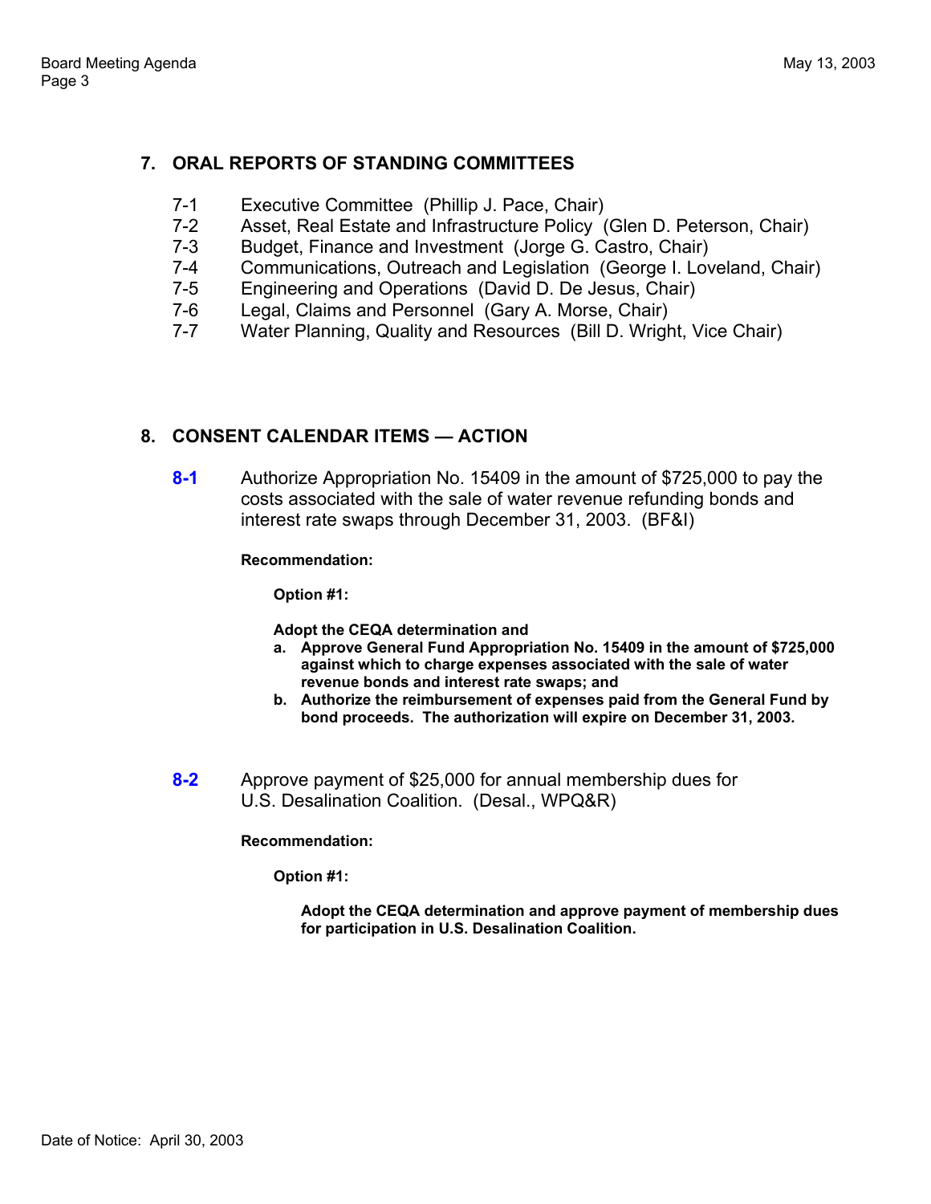## 7. ORAL REPORTS OF STANDING COMMITTEES

7-1 Executive Committee (Phillip J. Pace, Chair)
7-2 Asset, Real Estate and Infrastructure Policy (Glen D. Peterson, Chair)
7-3 Budget, Finance and Investment (Jorge G. Castro, Chair)
7-4 Communications, Outreach and Legislation (George I. Loveland, Chair)
7-5 Engineering and Operations (David D. De Jesus, Chair)
7-6 Legal, Claims and Personnel (Gary A. Morse, Chair)
7-7 Water Planning, Quality and Resources (Bill D. Wright, Vice Chair)

## 8. CONSENT CALENDAR ITEMS — ACTION

**8-1** Authorize Appropriation No. 15409 in the amount of $725,000 to pay the costs associated with the sale of water revenue refunding bonds and interest rate swaps through December 31, 2003. (BF&I)

**Recommendation:**

**Option #1:**

**Adopt the CEQA determination and**

**a. Approve General Fund Appropriation No. 15409 in the amount of $725,000 against which to charge expenses associated with the sale of water revenue bonds and interest rate swaps; and**

**b. Authorize the reimbursement of expenses paid from the General Fund by bond proceeds. The authorization will expire on December 31, 2003.**

**8-2** Approve payment of $25,000 for annual membership dues for U.S. Desalination Coalition. (Desal., WPQ&R)

**Recommendation:**

**Option #1:**

**Adopt the CEQA determination and approve payment of membership dues for participation in U.S. Desalination Coalition.**

Date of Notice: April 30, 2003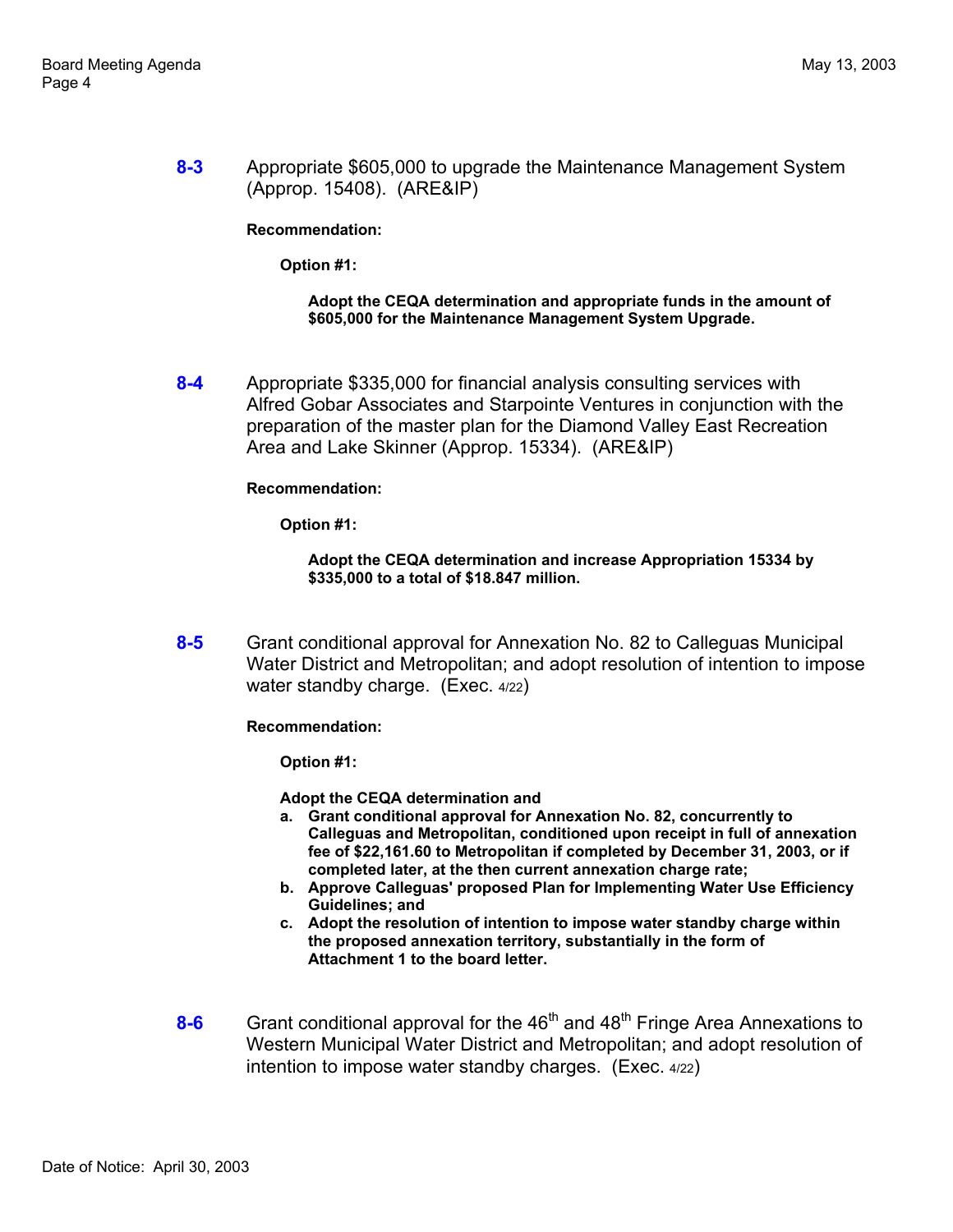**8-3** Appropriate $605,000 to upgrade the Maintenance Management System (Approp. 15408). (ARE&IP)

**Recommendation:**

**Option #1:**

**Adopt the CEQA determination and appropriate funds in the amount of $605,000 for the Maintenance Management System Upgrade.**

**8-4** Appropriate $335,000 for financial analysis consulting services with Alfred Gobar Associates and Starpointe Ventures in conjunction with the preparation of the master plan for the Diamond Valley East Recreation Area and Lake Skinner (Approp. 15334). (ARE&IP)

**Recommendation:**

**Option #1:**

**Adopt the CEQA determination and increase Appropriation 15334 by $335,000 to a total of $18.847 million.**

**8-5** Grant conditional approval for Annexation No. 82 to Calleguas Municipal Water District and Metropolitan; and adopt resolution of intention to impose water standby charge. (Exec. 4/22)

**Recommendation:**

**Option #1:**

**Adopt the CEQA determination and**

- **a. Grant conditional approval for Annexation No. 82, concurrently to Calleguas and Metropolitan, conditioned upon receipt in full of annexation fee of $22,161.60 to Metropolitan if completed by December 31, 2003, or if completed later, at the then current annexation charge rate;**
- **b. Approve Calleguas' proposed Plan for Implementing Water Use Efficiency Guidelines; and**
- **c. Adopt the resolution of intention to impose water standby charge within the proposed annexation territory, substantially in the form of Attachment 1 to the board letter.**

**8-6** Grant conditional approval for the 46th and 48th Fringe Area Annexations to Western Municipal Water District and Metropolitan; and adopt resolution of intention to impose water standby charges. (Exec. 4/22)

Date of Notice: April 30, 2003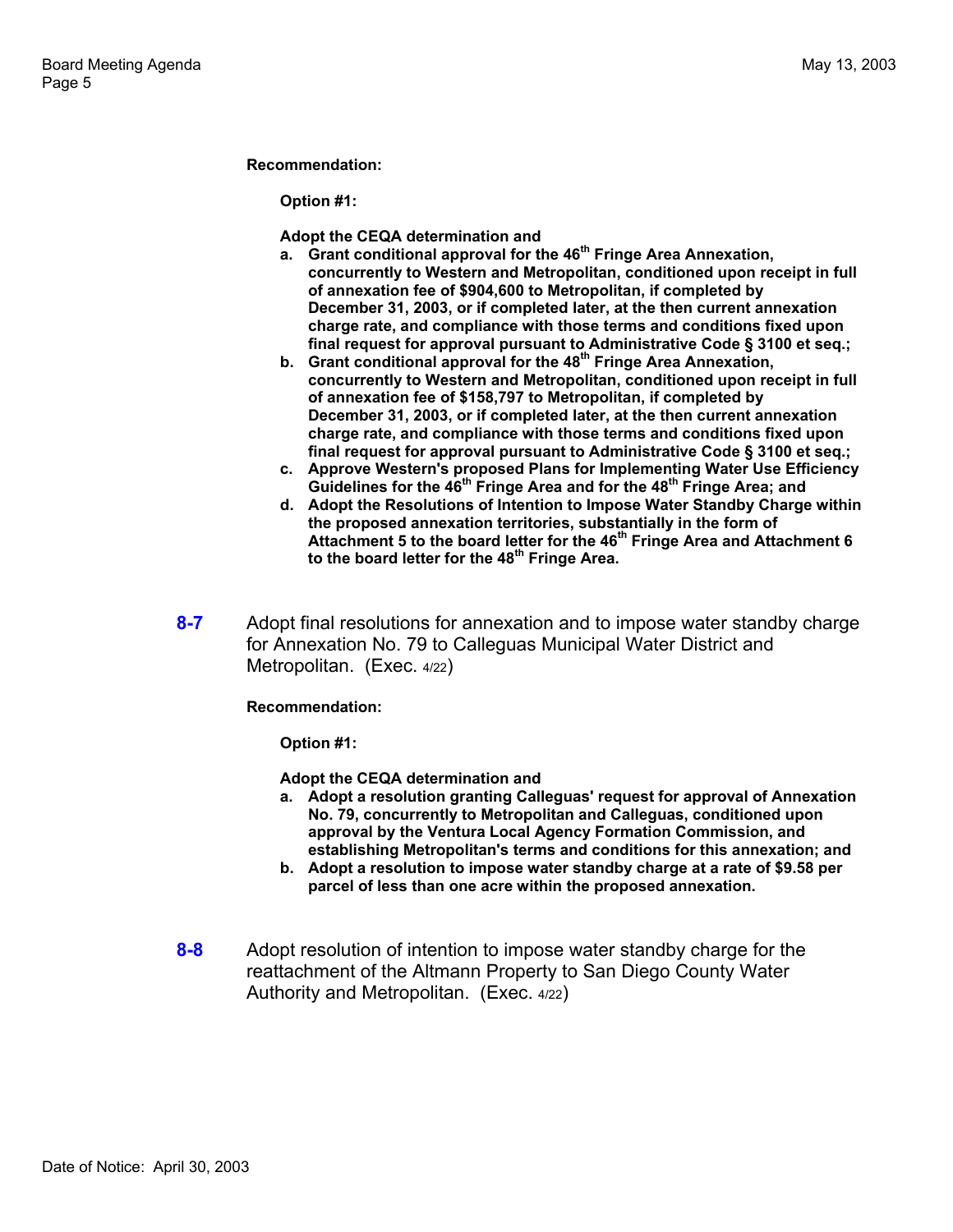**Recommendation:**

**Option #1:**

**Adopt the CEQA determination and**

a. **Grant conditional approval for the 46th Fringe Area Annexation, concurrently to Western and Metropolitan, conditioned upon receipt in full of annexation fee of $904,600 to Metropolitan, if completed by December 31, 2003, or if completed later, at the then current annexation charge rate, and compliance with those terms and conditions fixed upon final request for approval pursuant to Administrative Code § 3100 et seq.;**
b. **Grant conditional approval for the 48th Fringe Area Annexation, concurrently to Western and Metropolitan, conditioned upon receipt in full of annexation fee of $158,797 to Metropolitan, if completed by December 31, 2003, or if completed later, at the then current annexation charge rate, and compliance with those terms and conditions fixed upon final request for approval pursuant to Administrative Code § 3100 et seq.;**
c. **Approve Western's proposed Plans for Implementing Water Use Efficiency Guidelines for the 46th Fringe Area and for the 48th Fringe Area; and**
d. **Adopt the Resolutions of Intention to Impose Water Standby Charge within the proposed annexation territories, substantially in the form of Attachment 5 to the board letter for the 46th Fringe Area and Attachment 6 to the board letter for the 48th Fringe Area.**

**8-7** Adopt final resolutions for annexation and to impose water standby charge for Annexation No. 79 to Calleguas Municipal Water District and Metropolitan. (Exec. 4/22)

**Recommendation:**

**Option #1:**

**Adopt the CEQA determination and**

a. **Adopt a resolution granting Calleguas' request for approval of Annexation No. 79, concurrently to Metropolitan and Calleguas, conditioned upon approval by the Ventura Local Agency Formation Commission, and establishing Metropolitan's terms and conditions for this annexation; and**
b. **Adopt a resolution to impose water standby charge at a rate of $9.58 per parcel of less than one acre within the proposed annexation.**

**8-8** Adopt resolution of intention to impose water standby charge for the reattachment of the Altmann Property to San Diego County Water Authority and Metropolitan. (Exec. 4/22)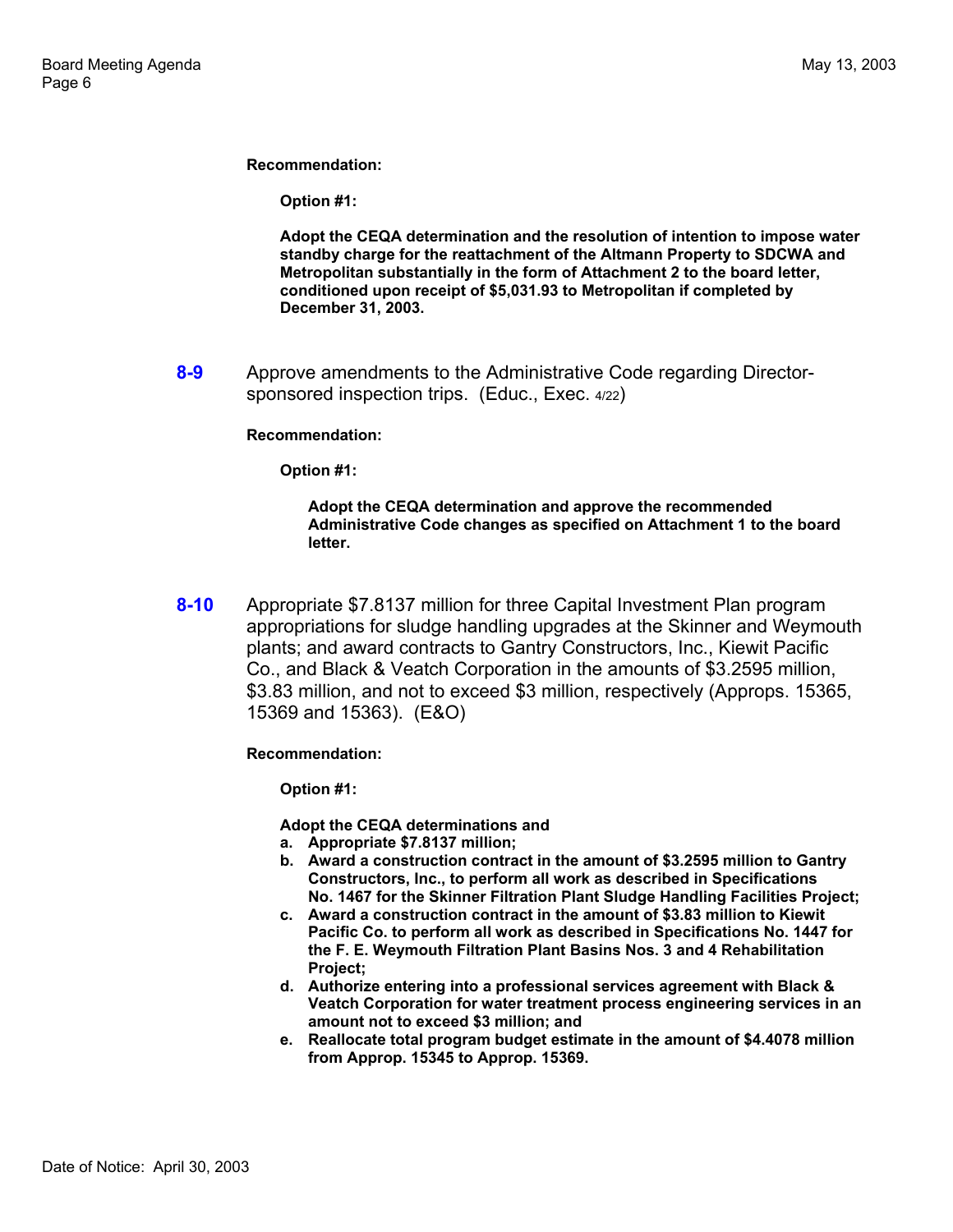**Recommendation:**

**Option #1:**

**Adopt the CEQA determination and the resolution of intention to impose water standby charge for the reattachment of the Altmann Property to SDCWA and Metropolitan substantially in the form of Attachment 2 to the board letter, conditioned upon receipt of $5,031.93 to Metropolitan if completed by December 31, 2003.**

**8-9** Approve amendments to the Administrative Code regarding Director-sponsored inspection trips. (Educ., Exec. 4/22)

**Recommendation:**

**Option #1:**

**Adopt the CEQA determination and approve the recommended Administrative Code changes as specified on Attachment 1 to the board letter.**

**8-10** Appropriate $7.8137 million for three Capital Investment Plan program appropriations for sludge handling upgrades at the Skinner and Weymouth plants; and award contracts to Gantry Constructors, Inc., Kiewit Pacific Co., and Black & Veatch Corporation in the amounts of $3.2595 million, $3.83 million, and not to exceed $3 million, respectively (Approps. 15365, 15369 and 15363). (E&O)

**Recommendation:**

**Option #1:**

**Adopt the CEQA determinations and**

a. **Appropriate $7.8137 million;**
b. **Award a construction contract in the amount of $3.2595 million to Gantry Constructors, Inc., to perform all work as described in Specifications No. 1467 for the Skinner Filtration Plant Sludge Handling Facilities Project;**
c. **Award a construction contract in the amount of $3.83 million to Kiewit Pacific Co. to perform all work as described in Specifications No. 1447 for the F. E. Weymouth Filtration Plant Basins Nos. 3 and 4 Rehabilitation Project;**
d. **Authorize entering into a professional services agreement with Black & Veatch Corporation for water treatment process engineering services in an amount not to exceed $3 million; and**
e. **Reallocate total program budget estimate in the amount of $4.4078 million from Approp. 15345 to Approp. 15369.**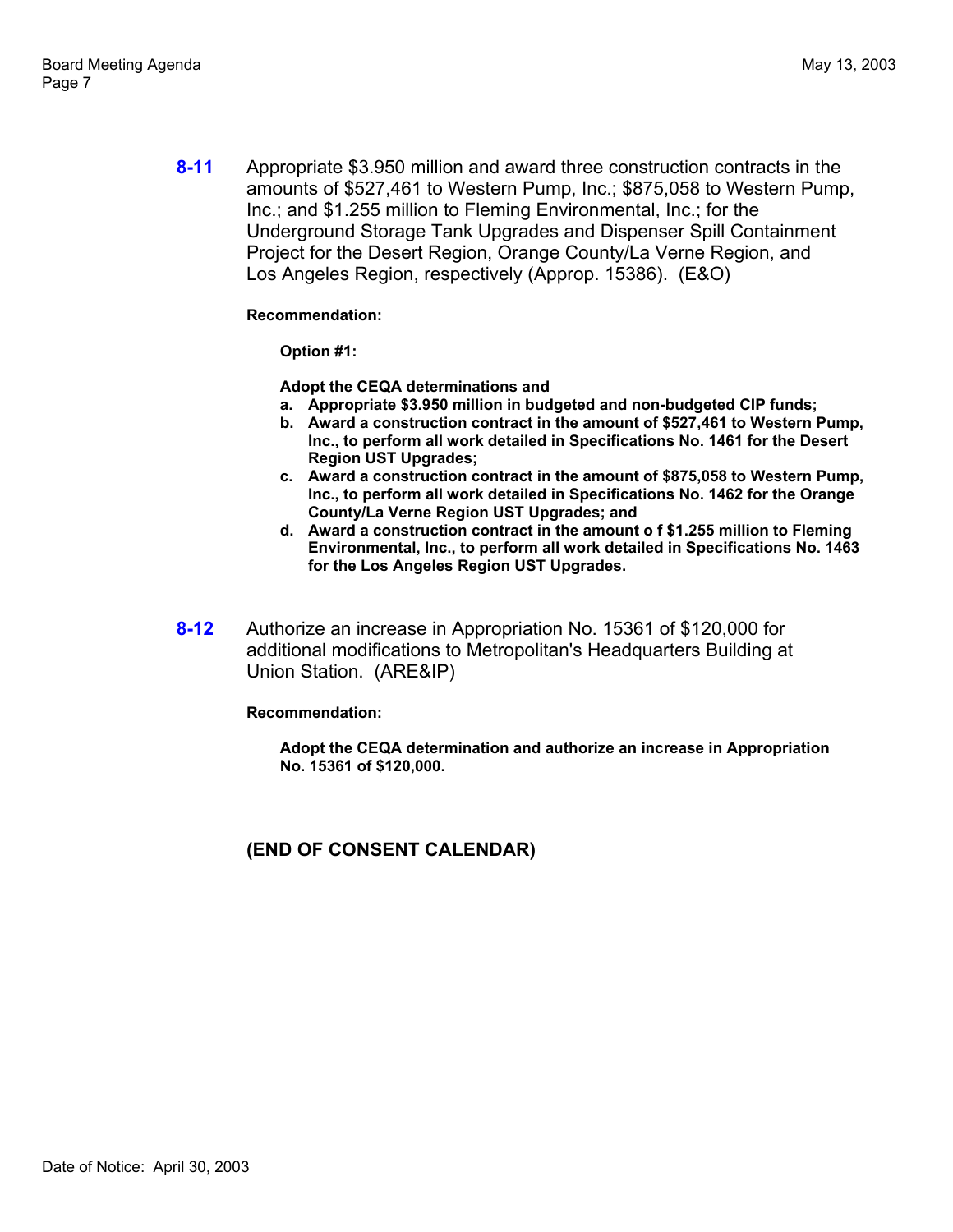**8-11** Appropriate $3.950 million and award three construction contracts in the amounts of $527,461 to Western Pump, Inc.; $875,058 to Western Pump, Inc.; and $1.255 million to Fleming Environmental, Inc.; for the Underground Storage Tank Upgrades and Dispenser Spill Containment Project for the Desert Region, Orange County/La Verne Region, and Los Angeles Region, respectively (Approp. 15386). (E&O)

**Recommendation:**

**Option #1:**

**Adopt the CEQA determinations and**

- **a. Appropriate $3.950 million in budgeted and non-budgeted CIP funds;**
- **b. Award a construction contract in the amount of $527,461 to Western Pump, Inc., to perform all work detailed in Specifications No. 1461 for the Desert Region UST Upgrades;**
- **c. Award a construction contract in the amount of $875,058 to Western Pump, Inc., to perform all work detailed in Specifications No. 1462 for the Orange County/La Verne Region UST Upgrades; and**
- **d. Award a construction contract in the amount o f $1.255 million to Fleming Environmental, Inc., to perform all work detailed in Specifications No. 1463 for the Los Angeles Region UST Upgrades.**

**8-12** Authorize an increase in Appropriation No. 15361 of $120,000 for additional modifications to Metropolitan's Headquarters Building at Union Station. (ARE&IP)

**Recommendation:**

**Adopt the CEQA determination and authorize an increase in Appropriation No. 15361 of $120,000.**

**(END OF CONSENT CALENDAR)**

Date of Notice: April 30, 2003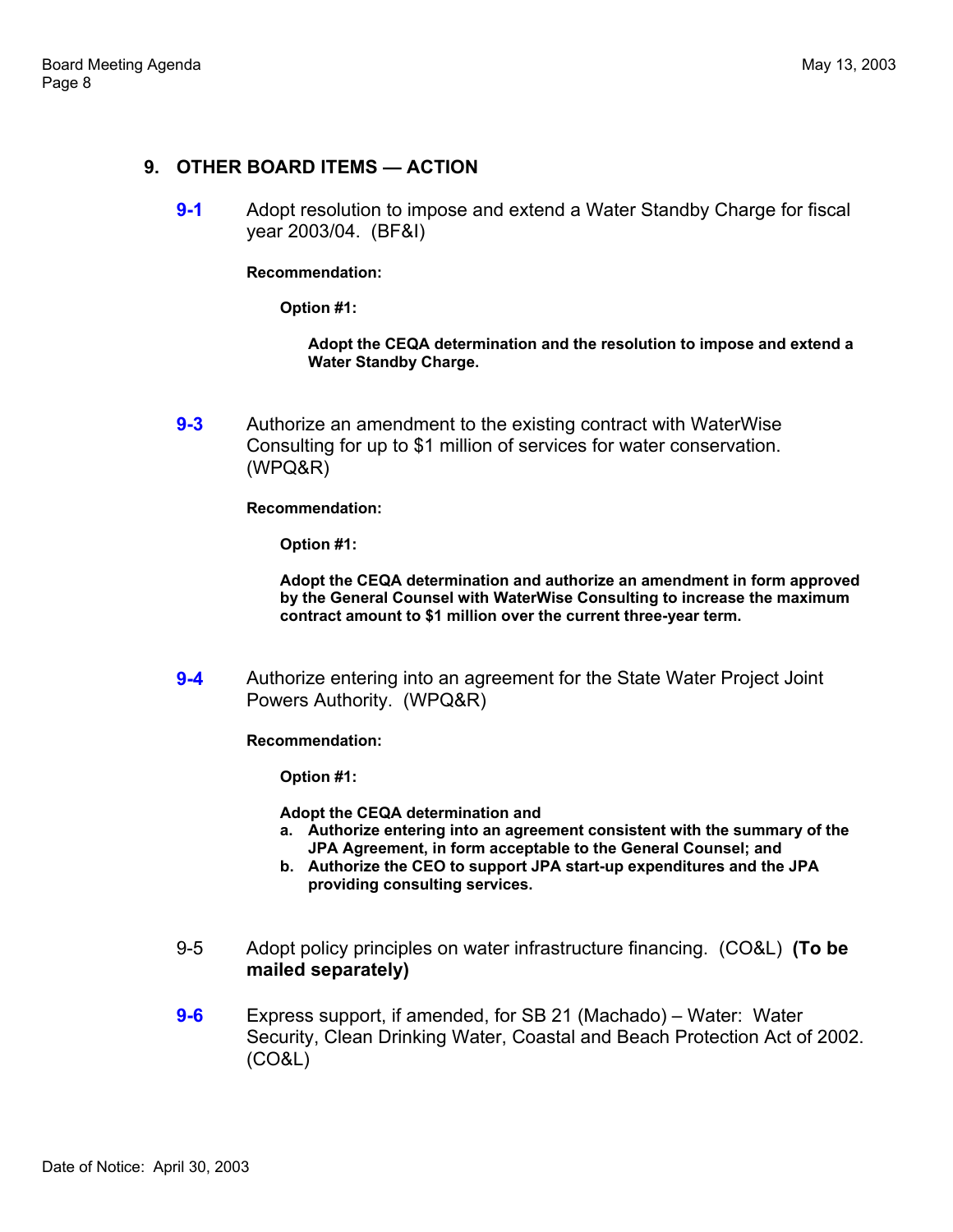## 9. OTHER BOARD ITEMS — ACTION

**9-1** Adopt resolution to impose and extend a Water Standby Charge for fiscal year 2003/04. (BF&I)

**Recommendation:**

**Option #1:**

**Adopt the CEQA determination and the resolution to impose and extend a Water Standby Charge.**

**9-3** Authorize an amendment to the existing contract with WaterWise Consulting for up to $1 million of services for water conservation. (WPQ&R)

**Recommendation:**

**Option #1:**

**Adopt the CEQA determination and authorize an amendment in form approved by the General Counsel with WaterWise Consulting to increase the maximum contract amount to $1 million over the current three-year term.**

**9-4** Authorize entering into an agreement for the State Water Project Joint Powers Authority. (WPQ&R)

**Recommendation:**

**Option #1:**

**Adopt the CEQA determination and**

**a. Authorize entering into an agreement consistent with the summary of the JPA Agreement, in form acceptable to the General Counsel; and**

**b. Authorize the CEO to support JPA start-up expenditures and the JPA providing consulting services.**

9-5 Adopt policy principles on water infrastructure financing. (CO&L) **(To be mailed separately)**

**9-6** Express support, if amended, for SB 21 (Machado) – Water: Water Security, Clean Drinking Water, Coastal and Beach Protection Act of 2002. (CO&L)

Date of Notice: April 30, 2003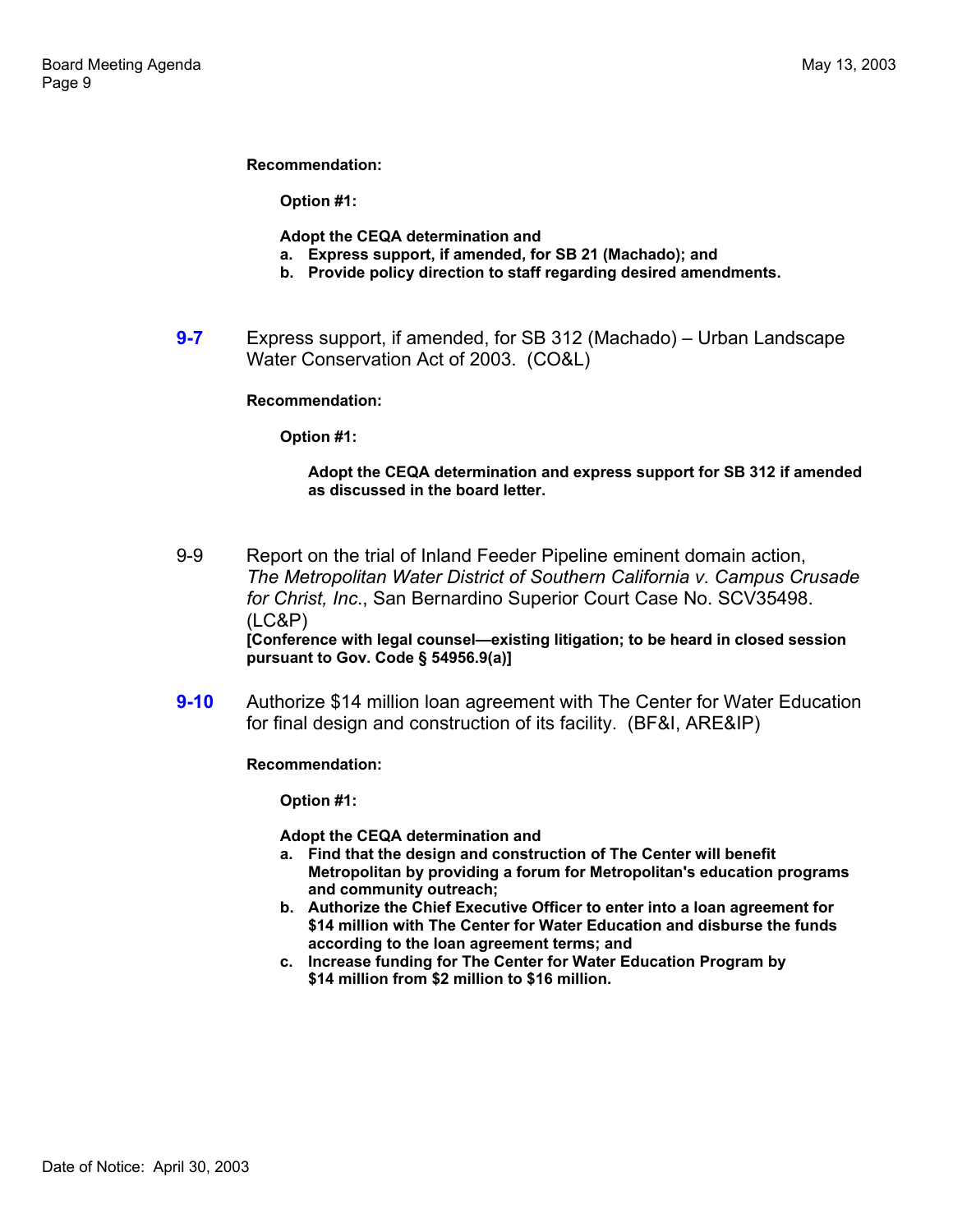**Recommendation:**

**Option #1:**

**Adopt the CEQA determination and**

- **a. Express support, if amended, for SB 21 (Machado); and**
- **b. Provide policy direction to staff regarding desired amendments.**

**9-7** Express support, if amended, for SB 312 (Machado) – Urban Landscape Water Conservation Act of 2003. (CO&L)

**Recommendation:**

**Option #1:**

**Adopt the CEQA determination and express support for SB 312 if amended as discussed in the board letter.**

9-9 Report on the trial of Inland Feeder Pipeline eminent domain action, *The Metropolitan Water District of Southern California v. Campus Crusade for Christ, Inc.*, San Bernardino Superior Court Case No. SCV35498. (LC&P)
**[Conference with legal counsel—existing litigation; to be heard in closed session pursuant to Gov. Code § 54956.9(a)]**

**9-10** Authorize $14 million loan agreement with The Center for Water Education for final design and construction of its facility. (BF&I, ARE&IP)

**Recommendation:**

**Option #1:**

**Adopt the CEQA determination and**

- **a. Find that the design and construction of The Center will benefit Metropolitan by providing a forum for Metropolitan's education programs and community outreach;**
- **b. Authorize the Chief Executive Officer to enter into a loan agreement for $14 million with The Center for Water Education and disburse the funds according to the loan agreement terms; and**
- **c. Increase funding for The Center for Water Education Program by $14 million from $2 million to $16 million.**

Date of Notice: April 30, 2003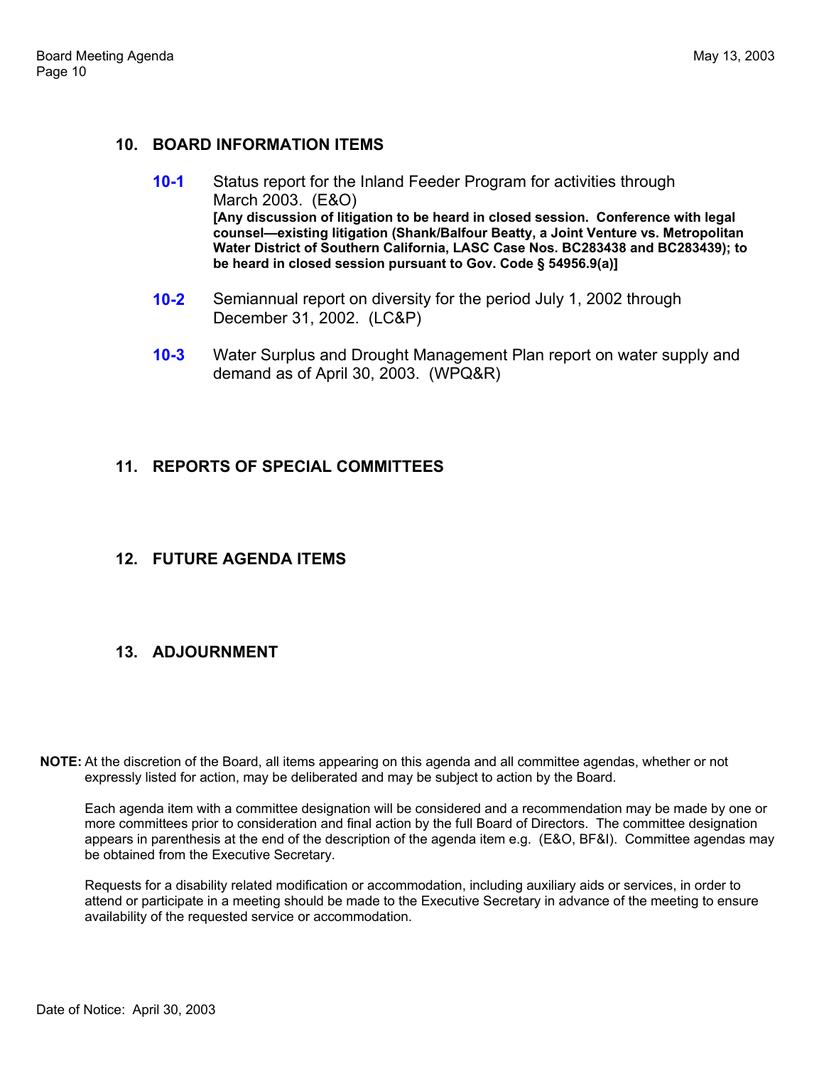## 10. BOARD INFORMATION ITEMS

**10-1** Status report for the Inland Feeder Program for activities through March 2003. (E&O)
**[Any discussion of litigation to be heard in closed session. Conference with legal counsel—existing litigation (Shank/Balfour Beatty, a Joint Venture vs. Metropolitan Water District of Southern California, LASC Case Nos. BC283438 and BC283439); to be heard in closed session pursuant to Gov. Code § 54956.9(a)]**

**10-2** Semiannual report on diversity for the period July 1, 2002 through December 31, 2002. (LC&P)

**10-3** Water Surplus and Drought Management Plan report on water supply and demand as of April 30, 2003. (WPQ&R)

## 11. REPORTS OF SPECIAL COMMITTEES

## 12. FUTURE AGENDA ITEMS

## 13. ADJOURNMENT

**NOTE:** At the discretion of the Board, all items appearing on this agenda and all committee agendas, whether or not expressly listed for action, may be deliberated and may be subject to action by the Board.

Each agenda item with a committee designation will be considered and a recommendation may be made by one or more committees prior to consideration and final action by the full Board of Directors. The committee designation appears in parenthesis at the end of the description of the agenda item e.g. (E&O, BF&I). Committee agendas may be obtained from the Executive Secretary.

Requests for a disability related modification or accommodation, including auxiliary aids or services, in order to attend or participate in a meeting should be made to the Executive Secretary in advance of the meeting to ensure availability of the requested service or accommodation.

Date of Notice: April 30, 2003